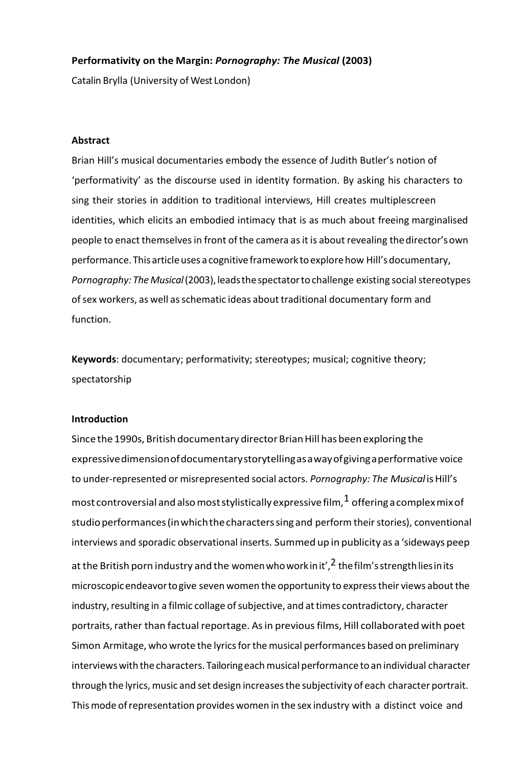**Performativity on the Margin:** ***Pornography: The Musical*** **(2003)**

Catalin Brylla (University of West London)

**Abstract**

Brian Hill's musical documentaries embody the essence of Judith Butler's notion of 'performativity' as the discourse used in identity formation. By asking his characters to sing their stories in addition to traditional interviews, Hill creates multiplescreen identities, which elicits an embodied intimacy that is as much about freeing marginalised people to enact themselves in front of the camera as it is about revealing the director's own performance. This article uses a cognitive framework to explore how Hill's documentary, *Pornography: The Musical* (2003), leads the spectator to challenge existing social stereotypes of sex workers, as well as schematic ideas about traditional documentary form and function.

**Keywords**: documentary; performativity; stereotypes; musical; cognitive theory; spectatorship

**Introduction**

Since the 1990s, British documentary director Brian Hill has been exploring the expressive dimension of documentary storytelling as a way of giving a performative voice to under-represented or misrepresented social actors. *Pornography: The Musical* is Hill's most controversial and also most stylistically expressive film,[1] offering a complex mix of studio performances (in which the characters sing and perform their stories), conventional interviews and sporadic observational inserts. Summed up in publicity as a 'sideways peep at the British porn industry and the women who work in it',[2] the film's strength lies in its microscopic endeavor to give seven women the opportunity to express their views about the industry, resulting in a filmic collage of subjective, and at times contradictory, character portraits, rather than factual reportage. As in previous films, Hill collaborated with poet Simon Armitage, who wrote the lyrics for the musical performances based on preliminary interviews with the characters. Tailoring each musical performance to an individual character through the lyrics, music and set design increases the subjectivity of each character portrait. This mode of representation provides women in the sex industry with a distinct voice and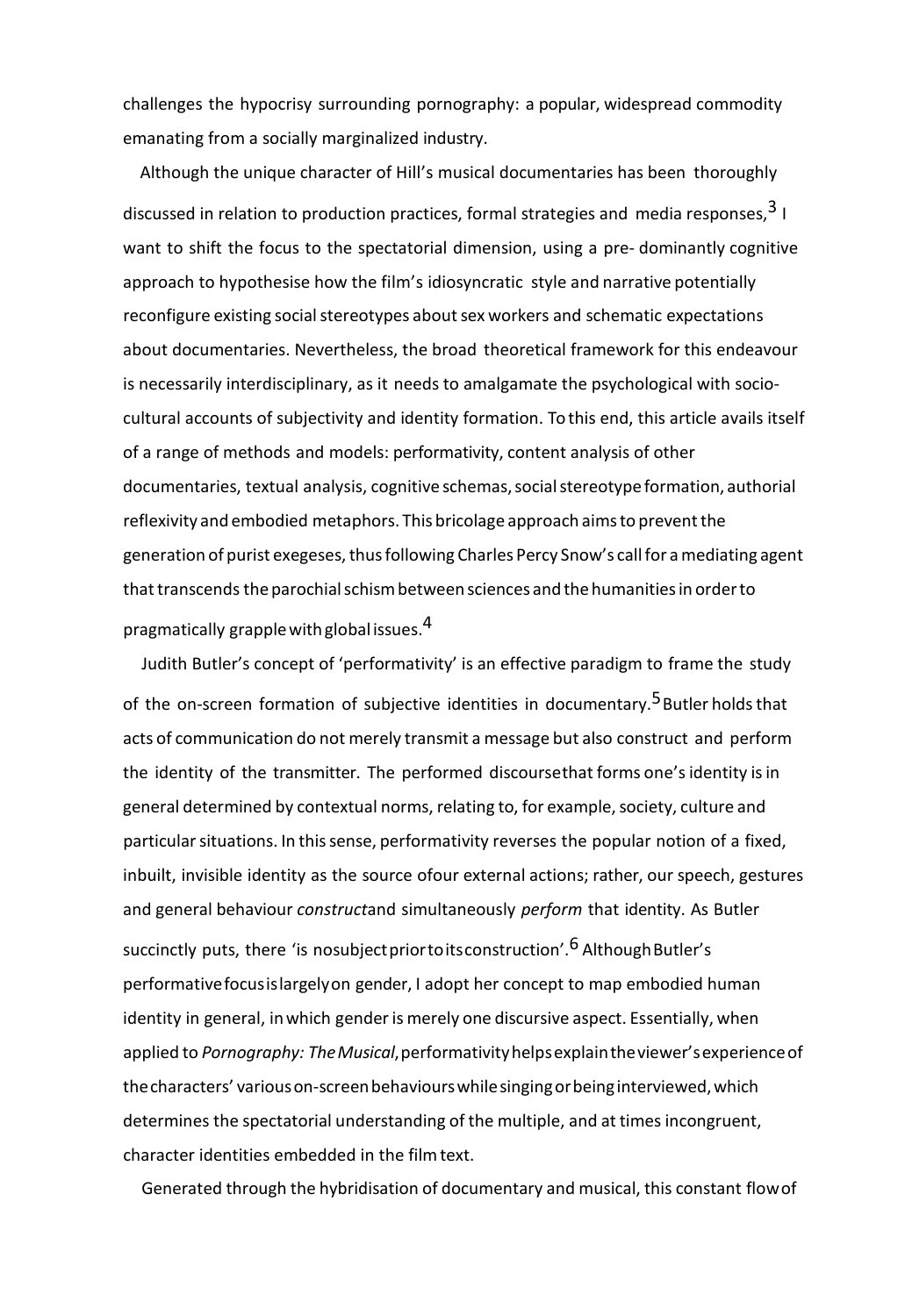challenges the hypocrisy surrounding pornography: a popular, widespread commodity emanating from a socially marginalized industry.

Although the unique character of Hill's musical documentaries has been thoroughly discussed in relation to production practices, formal strategies and media responses,[3] I want to shift the focus to the spectatorial dimension, using a pre- dominantly cognitive approach to hypothesise how the film's idiosyncratic style and narrative potentially reconfigure existing social stereotypes about sex workers and schematic expectations about documentaries. Nevertheless, the broad theoretical framework for this endeavour is necessarily interdisciplinary, as it needs to amalgamate the psychological with socio-cultural accounts of subjectivity and identity formation. To this end, this article avails itself of a range of methods and models: performativity, content analysis of other documentaries, textual analysis, cognitive schemas, social stereotype formation, authorial reflexivity and embodied metaphors. This bricolage approach aims to prevent the generation of purist exegeses, thus following Charles Percy Snow's call for a mediating agent that transcends the parochial schism between sciences and the humanities in order to pragmatically grapple with global issues.[4]

Judith Butler's concept of 'performativity' is an effective paradigm to frame the study of the on-screen formation of subjective identities in documentary.[5] Butler holds that acts of communication do not merely transmit a message but also construct and perform the identity of the transmitter. The performed discourse that forms one's identity is in general determined by contextual norms, relating to, for example, society, culture and particular situations. In this sense, performativity reverses the popular notion of a fixed, inbuilt, invisible identity as the source of our external actions; rather, our speech, gestures and general behaviour *construct* and simultaneously *perform* that identity. As Butler succinctly puts, there 'is no subject prior to its construction'.[6] Although Butler's performative focus is largely on gender, I adopt her concept to map embodied human identity in general, in which gender is merely one discursive aspect. Essentially, when applied to *Pornography: The Musical*, performativity helps explain the viewer's experience of the characters' various on-screen behaviours while singing or being interviewed, which determines the spectatorial understanding of the multiple, and at times incongruent, character identities embedded in the film text.

Generated through the hybridisation of documentary and musical, this constant flow of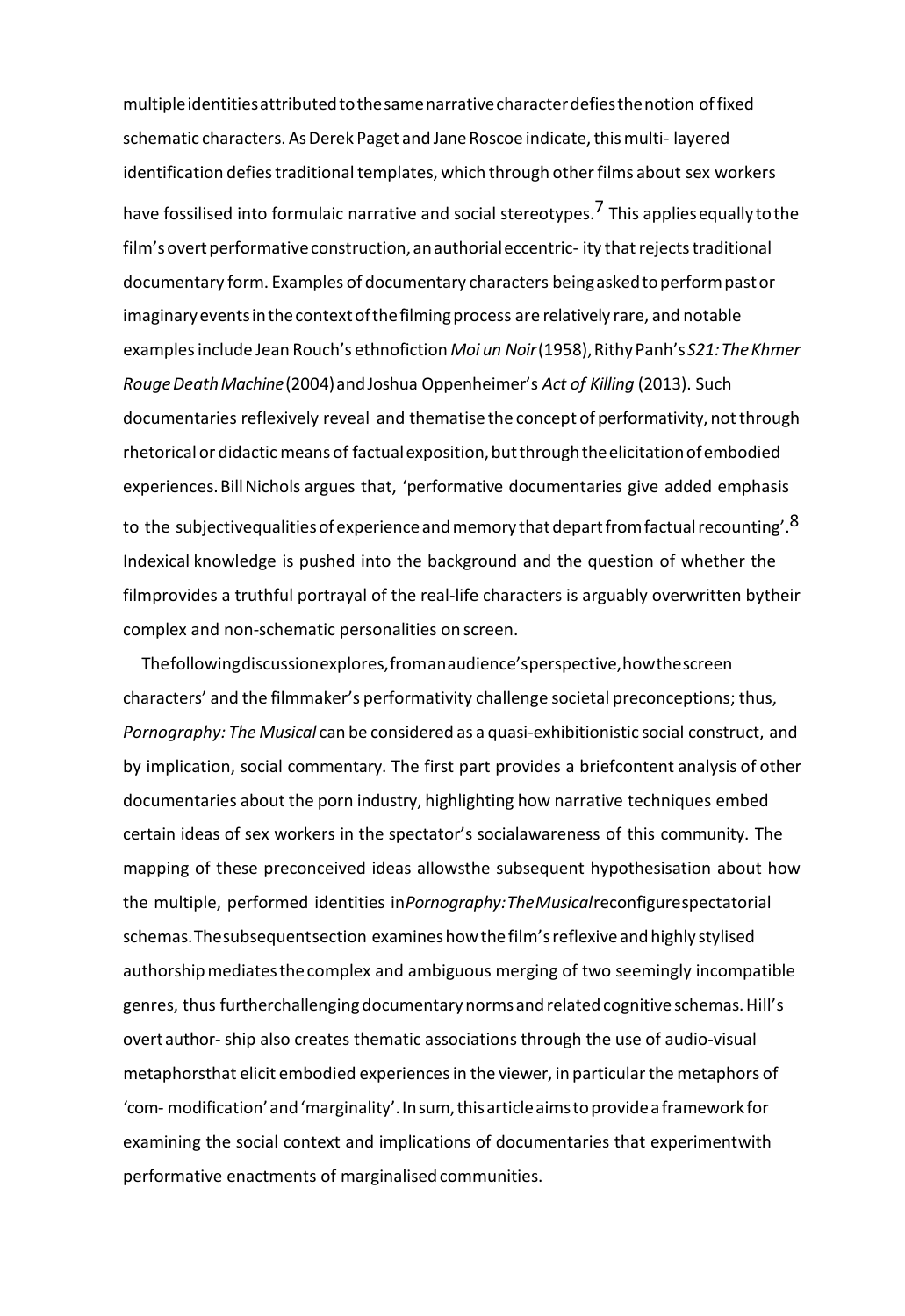multiple identities attributed to the same narrative character defies the notion of fixed schematic characters. As Derek Paget and Jane Roscoe indicate, this multi- layered identification defies traditional templates, which through other films about sex workers have fossilised into formulaic narrative and social stereotypes.[7] This applies equally to the film's overt performative construction, an authorial eccentric- ity that rejects traditional documentary form. Examples of documentary characters being asked to perform past or imaginary events in the context of the filming process are relatively rare, and notable examples include Jean Rouch's ethnofiction *Moi un Noir* (1958), Rithy Panh's *S21: The Khmer Rouge Death Machine* (2004) and Joshua Oppenheimer's *Act of Killing* (2013). Such documentaries reflexively reveal and thematise the concept of performativity, not through rhetorical or didactic means of factual exposition, but through the elicitation of embodied experiences. Bill Nichols argues that, 'performative documentaries give added emphasis to the subjective qualities of experience and memory that depart from factual recounting'.[8] Indexical knowledge is pushed into the background and the question of whether the film provides a truthful portrayal of the real-life characters is arguably overwritten by their complex and non-schematic personalities on screen.

The following discussion explores, from an audience's perspective, how the screen characters' and the filmmaker's performativity challenge societal preconceptions; thus, *Pornography: The Musical* can be considered as a quasi-exhibitionistic social construct, and by implication, social commentary. The first part provides a brief content analysis of other documentaries about the porn industry, highlighting how narrative techniques embed certain ideas of sex workers in the spectator's social awareness of this community. The mapping of these preconceived ideas allows the subsequent hypothesisation about how the multiple, performed identities in *Pornography: The Musical* reconfigure spectatorial schemas. The subsequent section examines how the film's reflexive and highly stylised authorship mediates the complex and ambiguous merging of two seemingly incompatible genres, thus further challenging documentary norms and related cognitive schemas. Hill's overt author- ship also creates thematic associations through the use of audio-visual metaphors that elicit embodied experiences in the viewer, in particular the metaphors of 'com- modification' and 'marginality'. In sum, this article aims to provide a framework for examining the social context and implications of documentaries that experiment with performative enactments of marginalised communities.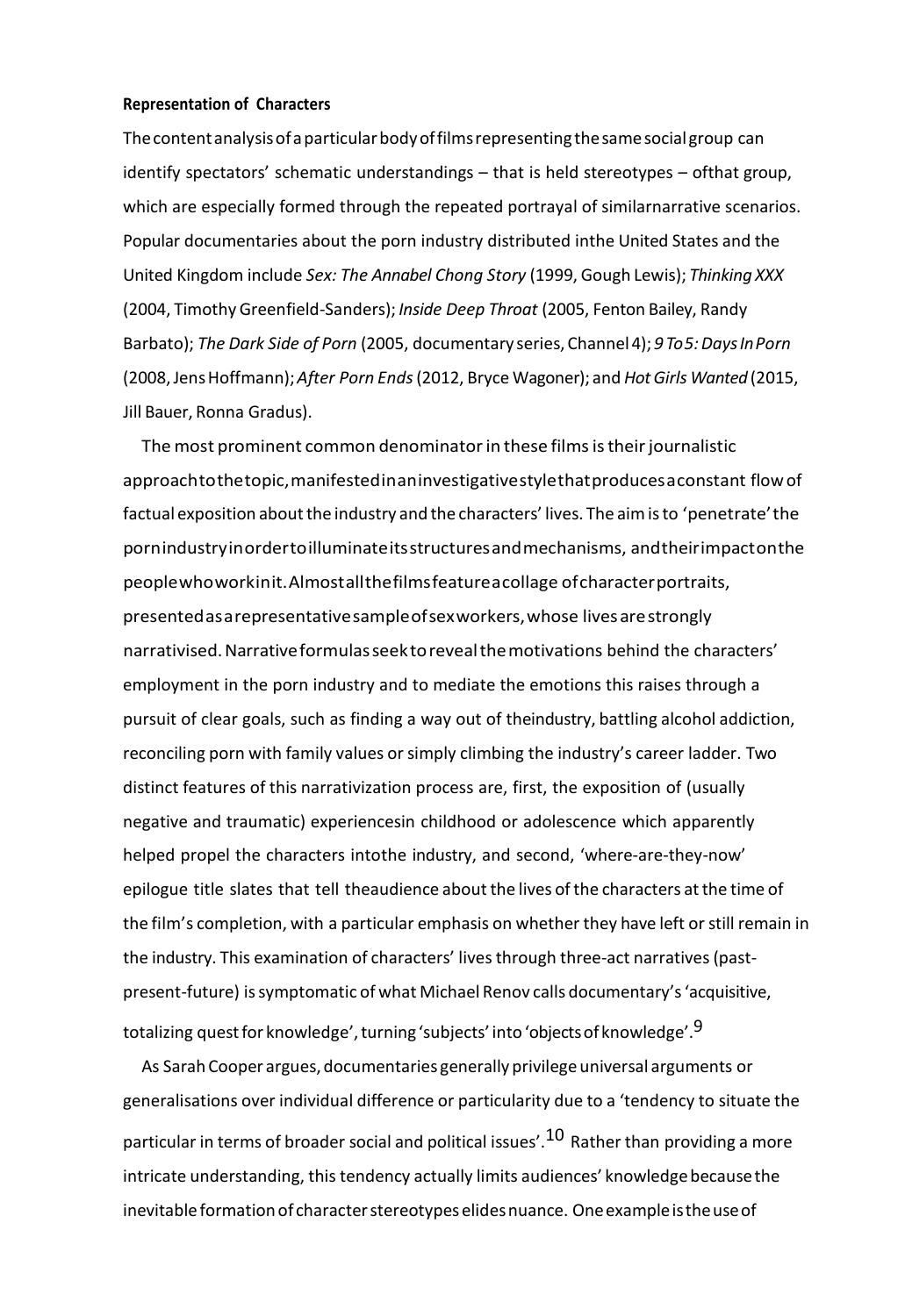**Representation of Characters**

The content analysis of a particular body of films representing the same social group can identify spectators' schematic understandings – that is held stereotypes – of that group, which are especially formed through the repeated portrayal of similar narrative scenarios. Popular documentaries about the porn industry distributed in the United States and the United Kingdom include *Sex: The Annabel Chong Story* (1999, Gough Lewis); *Thinking XXX* (2004, Timothy Greenfield-Sanders); *Inside Deep Throat* (2005, Fenton Bailey, Randy Barbato); *The Dark Side of Porn* (2005, documentary series, Channel 4); *9 To 5: Days In Porn* (2008, Jens Hoffmann); *After Porn Ends* (2012, Bryce Wagoner); and *Hot Girls Wanted* (2015, Jill Bauer, Ronna Gradus).

The most prominent common denominator in these films is their journalistic approach to the topic, manifested in an investigative style that produces a constant flow of factual exposition about the industry and the characters' lives. The aim is to 'penetrate' the porn industry in order to illuminate its structures and mechanisms, and their impact on the people who work in it. Almost all the films feature a collage of character portraits, presented as a representative sample of sex workers, whose lives are strongly narrativised. Narrative formulas seek to reveal the motivations behind the characters' employment in the porn industry and to mediate the emotions this raises through a pursuit of clear goals, such as finding a way out of the industry, battling alcohol addiction, reconciling porn with family values or simply climbing the industry's career ladder. Two distinct features of this narrativization process are, first, the exposition of (usually negative and traumatic) experiences in childhood or adolescence which apparently helped propel the characters into the industry, and second, 'where-are-they-now' epilogue title slates that tell the audience about the lives of the characters at the time of the film's completion, with a particular emphasis on whether they have left or still remain in the industry. This examination of characters' lives through three-act narratives (past-present-future) is symptomatic of what Michael Renov calls documentary's 'acquisitive, totalizing quest for knowledge', turning 'subjects' into 'objects of knowledge'.[9]

As Sarah Cooper argues, documentaries generally privilege universal arguments or generalisations over individual difference or particularity due to a 'tendency to situate the particular in terms of broader social and political issues'.[10] Rather than providing a more intricate understanding, this tendency actually limits audiences' knowledge because the inevitable formation of character stereotypes elides nuance. One example is the use of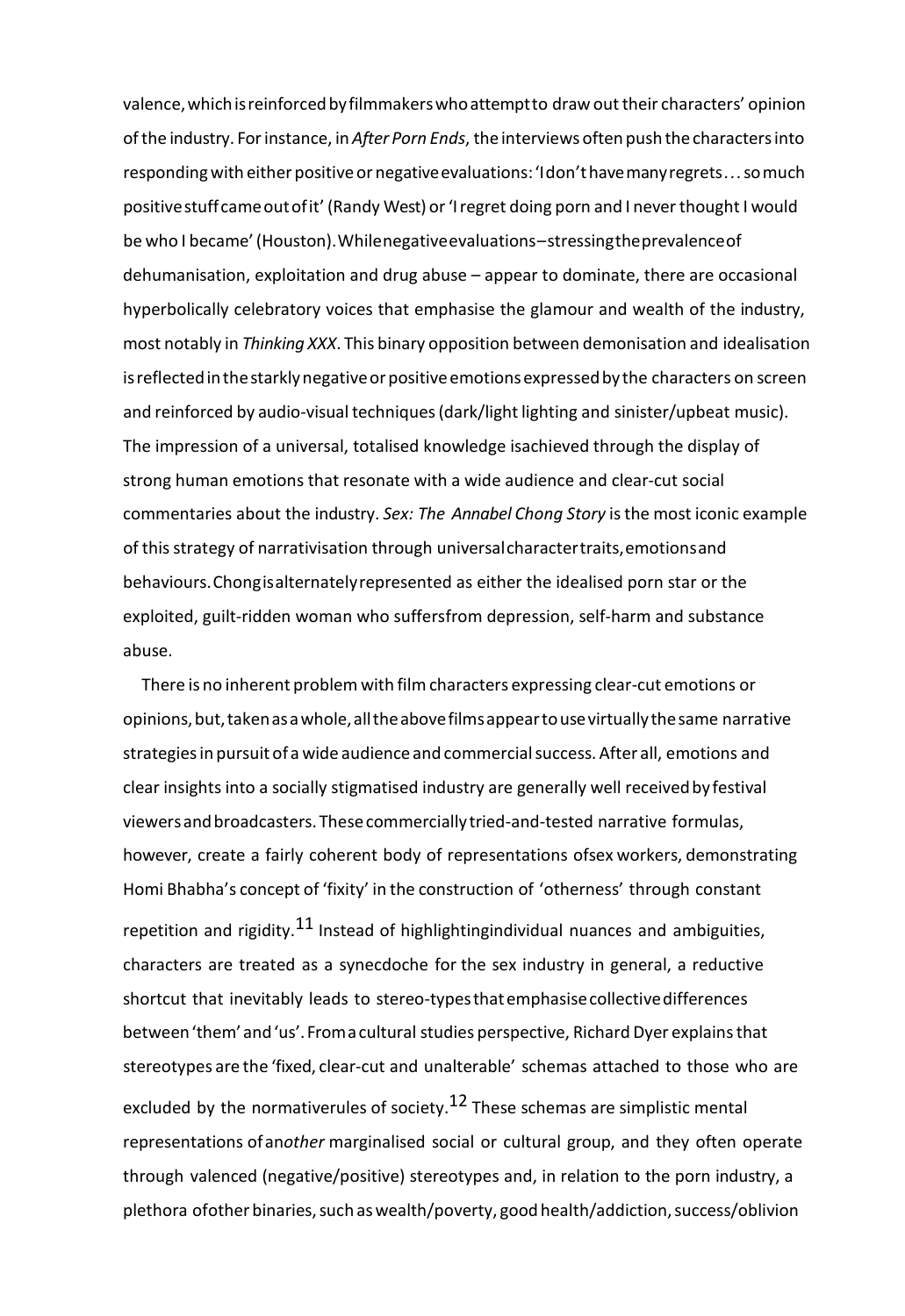valence, which is reinforced by filmmakers who attempt to draw out their characters' opinion of the industry. For instance, in *After Porn Ends*, the interviews often push the characters into responding with either positive or negative evaluations: 'I don't have many regrets … so much positive stuff came out of it' (Randy West) or 'I regret doing porn and I never thought I would be who I became' (Houston). While negative evaluations – stressing the prevalence of dehumanisation, exploitation and drug abuse – appear to dominate, there are occasional hyperbolically celebratory voices that emphasise the glamour and wealth of the industry, most notably in *Thinking XXX*. This binary opposition between demonisation and idealisation is reflected in the starkly negative or positive emotions expressed by the characters on screen and reinforced by audio-visual techniques (dark/light lighting and sinister/upbeat music). The impression of a universal, totalised knowledge is achieved through the display of strong human emotions that resonate with a wide audience and clear-cut social commentaries about the industry. *Sex: The Annabel Chong Story* is the most iconic example of this strategy of narrativisation through universal character traits, emotions and behaviours. Chong is alternately represented as either the idealised porn star or the exploited, guilt-ridden woman who suffers from depression, self-harm and substance abuse.

There is no inherent problem with film characters expressing clear-cut emotions or opinions, but, taken as a whole, all the above films appear to use virtually the same narrative strategies in pursuit of a wide audience and commercial success. After all, emotions and clear insights into a socially stigmatised industry are generally well received by festival viewers and broadcasters. These commercially tried-and-tested narrative formulas, however, create a fairly coherent body of representations of sex workers, demonstrating Homi Bhabha's concept of 'fixity' in the construction of 'otherness' through constant repetition and rigidity.[11] Instead of highlighting individual nuances and ambiguities, characters are treated as a synecdoche for the sex industry in general, a reductive shortcut that inevitably leads to stereo-types that emphasise collective differences between 'them' and 'us'. From a cultural studies perspective, Richard Dyer explains that stereotypes are the 'fixed, clear-cut and unalterable' schemas attached to those who are excluded by the normative rules of society.[12] These schemas are simplistic mental representations of an *other* marginalised social or cultural group, and they often operate through valenced (negative/positive) stereotypes and, in relation to the porn industry, a plethora of other binaries, such as wealth/poverty, good health/addiction, success/oblivion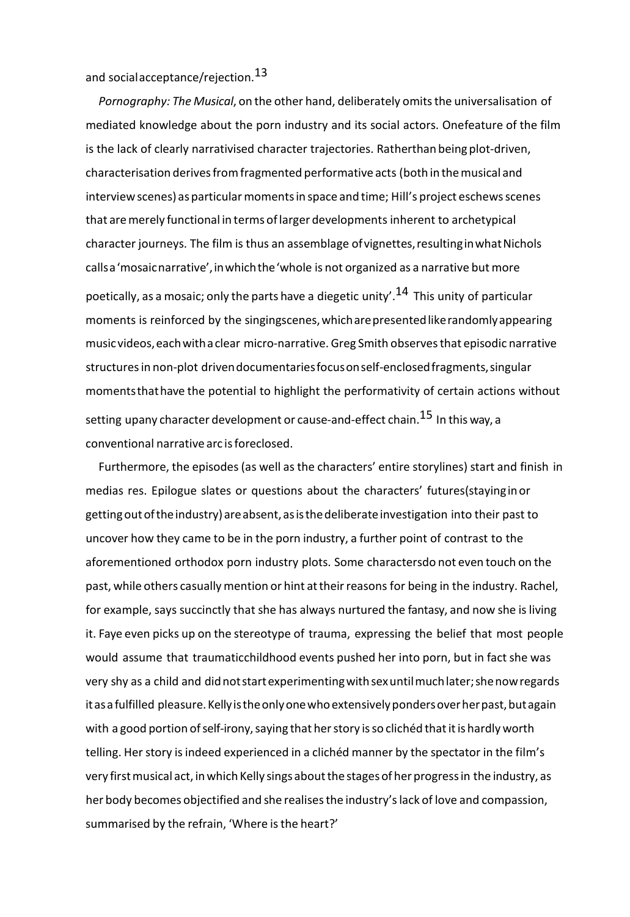and social acceptance/rejection.[13]

*Pornography: The Musical*, on the other hand, deliberately omits the universalisation of mediated knowledge about the porn industry and its social actors. One feature of the film is the lack of clearly narrativised character trajectories. Rather than being plot-driven, characterisation derives from fragmented performative acts (both in the musical and interview scenes) as particular moments in space and time; Hill's project eschews scenes that are merely functional in terms of larger developments inherent to archetypical character journeys. The film is thus an assemblage of vignettes, resulting in what Nichols calls a 'mosaic narrative', in which the 'whole is not organized as a narrative but more poetically, as a mosaic; only the parts have a diegetic unity'.[14] This unity of particular moments is reinforced by the singing scenes, which are presented like randomly appearing music videos, each with a clear micro-narrative. Greg Smith observes that episodic narrative structures in non-plot driven documentaries focus on self-enclosed fragments, singular moments that have the potential to highlight the performativity of certain actions without setting up any character development or cause-and-effect chain.[15] In this way, a conventional narrative arc is foreclosed.

Furthermore, the episodes (as well as the characters' entire storylines) start and finish in medias res. Epilogue slates or questions about the characters' futures (staying in or getting out of the industry) are absent, as is the deliberate investigation into their past to uncover how they came to be in the porn industry, a further point of contrast to the aforementioned orthodox porn industry plots. Some characters do not even touch on the past, while others casually mention or hint at their reasons for being in the industry. Rachel, for example, says succinctly that she has always nurtured the fantasy, and now she is living it. Faye even picks up on the stereotype of trauma, expressing the belief that most people would assume that traumatic childhood events pushed her into porn, but in fact she was very shy as a child and did not start experimenting with sex until much later; she now regards it as a fulfilled pleasure. Kelly is the only one who extensively ponders over her past, but again with a good portion of self-irony, saying that her story is so clichéd that it is hardly worth telling. Her story is indeed experienced in a clichéd manner by the spectator in the film's very first musical act, in which Kelly sings about the stages of her progress in the industry, as her body becomes objectified and she realises the industry's lack of love and compassion, summarised by the refrain, 'Where is the heart?'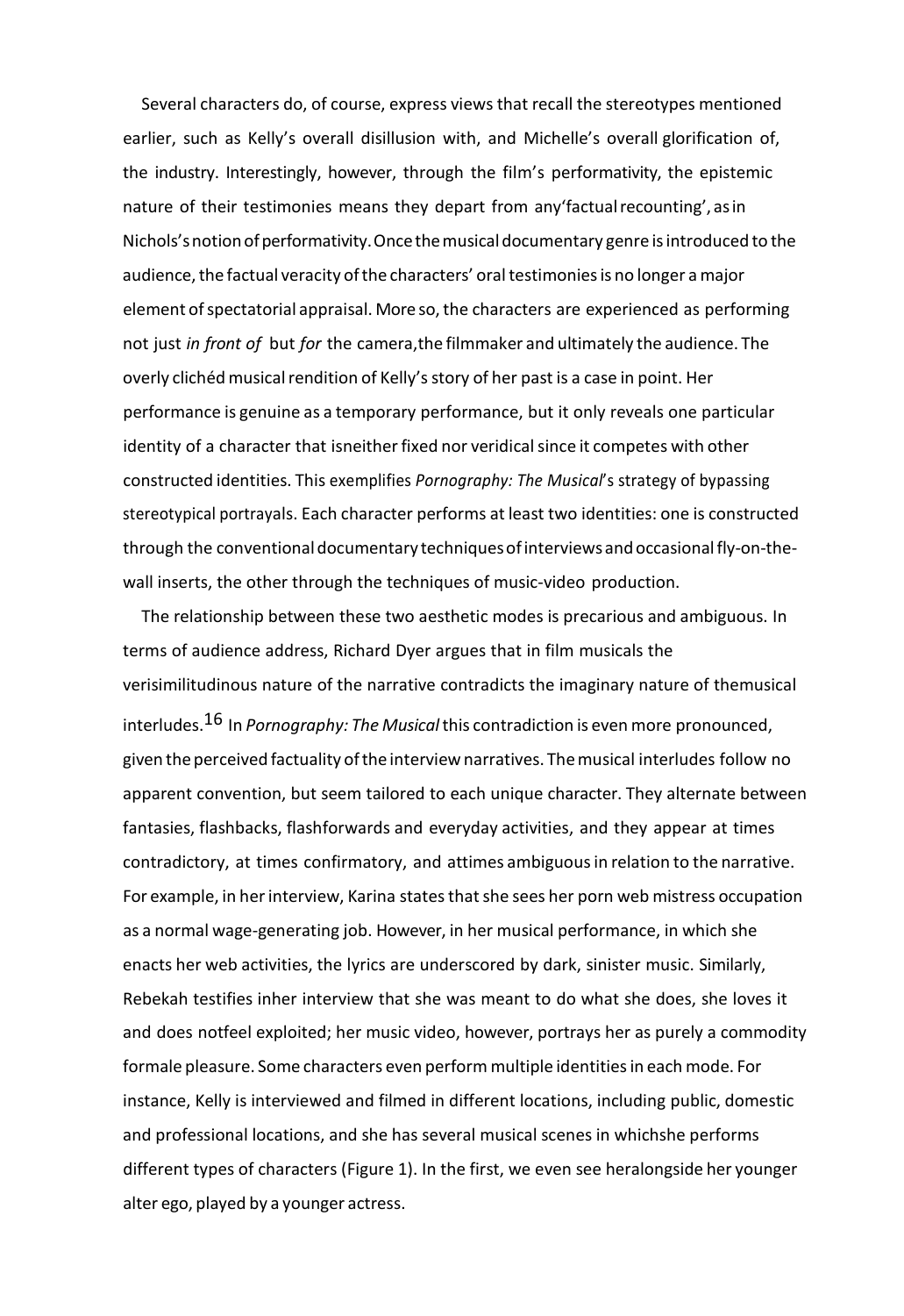Several characters do, of course, express views that recall the stereotypes mentioned earlier, such as Kelly's overall disillusion with, and Michelle's overall glorification of, the industry. Interestingly, however, through the film's performativity, the epistemic nature of their testimonies means they depart from any 'factual recounting', as in Nichols's notion of performativity. Once the musical documentary genre is introduced to the audience, the factual veracity of the characters' oral testimonies is no longer a major element of spectatorial appraisal. More so, the characters are experienced as performing not just *in front of* but *for* the camera, the filmmaker and ultimately the audience. The overly clichéd musical rendition of Kelly's story of her past is a case in point. Her performance is genuine as a temporary performance, but it only reveals one particular identity of a character that is neither fixed nor veridical since it competes with other constructed identities. This exemplifies *Pornography: The Musical*'s strategy of bypassing stereotypical portrayals. Each character performs at least two identities: one is constructed through the conventional documentary techniques of interviews and occasional fly-on-the-wall inserts, the other through the techniques of music-video production.

The relationship between these two aesthetic modes is precarious and ambiguous. In terms of audience address, Richard Dyer argues that in film musicals the verisimilitudinous nature of the narrative contradicts the imaginary nature of the musical interludes.[16] In *Pornography: The Musical* this contradiction is even more pronounced, given the perceived factuality of the interview narratives. The musical interludes follow no apparent convention, but seem tailored to each unique character. They alternate between fantasies, flashbacks, flashforwards and everyday activities, and they appear at times contradictory, at times confirmatory, and at times ambiguous in relation to the narrative. For example, in her interview, Karina states that she sees her porn web mistress occupation as a normal wage-generating job. However, in her musical performance, in which she enacts her web activities, the lyrics are underscored by dark, sinister music. Similarly, Rebekah testifies in her interview that she was meant to do what she does, she loves it and does not feel exploited; her music video, however, portrays her as purely a commodity for male pleasure. Some characters even perform multiple identities in each mode. For instance, Kelly is interviewed and filmed in different locations, including public, domestic and professional locations, and she has several musical scenes in which she performs different types of characters (Figure 1). In the first, we even see her alongside her younger alter ego, played by a younger actress.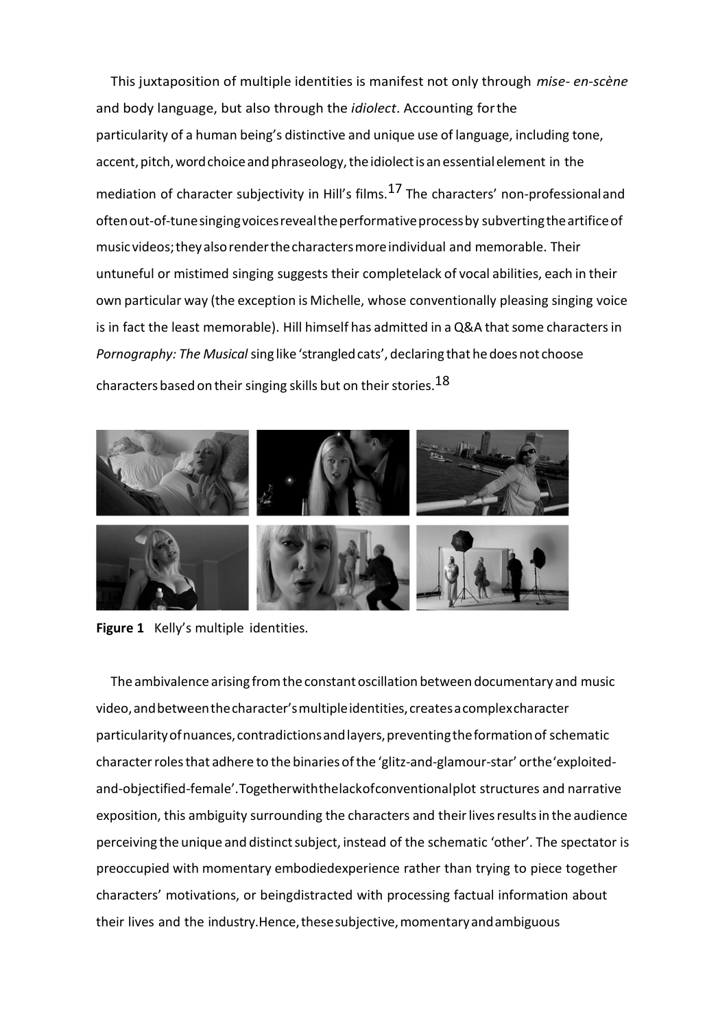This juxtaposition of multiple identities is manifest not only through *mise- en-scène* and body language, but also through the *idiolect*. Accounting for the particularity of a human being's distinctive and unique use of language, including tone, accent, pitch, word choice and phraseology, the idiolect is an essential element in the mediation of character subjectivity in Hill's films.[17] The characters' non-professional and often out-of-tune singing voices reveal the performative process by subverting the artifice of music videos; they also render the characters more individual and memorable. Their untuneful or mistimed singing suggests their complete lack of vocal abilities, each in their own particular way (the exception is Michelle, whose conventionally pleasing singing voice is in fact the least memorable). Hill himself has admitted in a Q&A that some characters in *Pornography: The Musical* sing like 'strangled cats', declaring that he does not choose characters based on their singing skills but on their stories.[18]

**Figure 1** Kelly's multiple identities.

The ambivalence arising from the constant oscillation between documentary and music video, and between the character's multiple identities, creates a complex character particularity of nuances, contradictions and layers, preventing the formation of schematic character roles that adhere to the binaries of the 'glitz-and-glamour-star' or the 'exploited-and-objectified-female'. Together with the lack of conventional plot structures and narrative exposition, this ambiguity surrounding the characters and their lives results in the audience perceiving the unique and distinct subject, instead of the schematic 'other'. The spectator is preoccupied with momentary embodied experience rather than trying to piece together characters' motivations, or being distracted with processing factual information about their lives and the industry. Hence, these subjective, momentary and ambiguous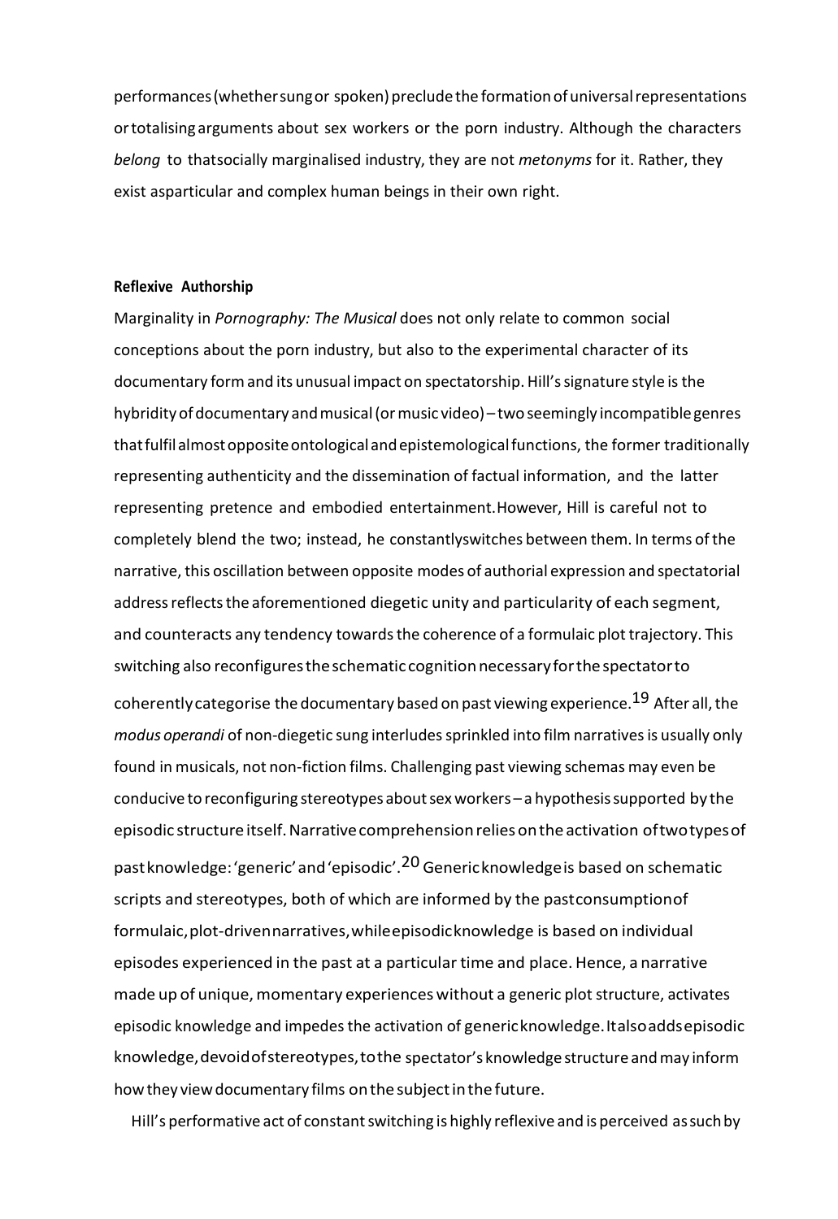performances (whether sung or spoken) preclude the formation of universal representations or totalising arguments about sex workers or the porn industry. Although the characters *belong* to that socially marginalised industry, they are not *metonyms* for it. Rather, they exist as particular and complex human beings in their own right.

### Reflexive Authorship

Marginality in *Pornography: The Musical* does not only relate to common social conceptions about the porn industry, but also to the experimental character of its documentary form and its unusual impact on spectatorship. Hill's signature style is the hybridity of documentary and musical (or music video) – two seemingly incompatible genres that fulfil almost opposite ontological and epistemological functions, the former traditionally representing authenticity and the dissemination of factual information, and the latter representing pretence and embodied entertainment. However, Hill is careful not to completely blend the two; instead, he constantly switches between them. In terms of the narrative, this oscillation between opposite modes of authorial expression and spectatorial address reflects the aforementioned diegetic unity and particularity of each segment, and counteracts any tendency towards the coherence of a formulaic plot trajectory. This switching also reconfigures the schematic cognition necessary for the spectator to coherently categorise the documentary based on past viewing experience.[19] After all, the *modus operandi* of non-diegetic sung interludes sprinkled into film narratives is usually only found in musicals, not non-fiction films. Challenging past viewing schemas may even be conducive to reconfiguring stereotypes about sex workers – a hypothesis supported by the episodic structure itself. Narrative comprehension relies on the activation of two types of past knowledge: 'generic' and 'episodic'.[20] Generic knowledge is based on schematic scripts and stereotypes, both of which are informed by the past consumption of formulaic, plot-driven narratives, while episodic knowledge is based on individual episodes experienced in the past at a particular time and place. Hence, a narrative made up of unique, momentary experiences without a generic plot structure, activates episodic knowledge and impedes the activation of generic knowledge. It also adds episodic knowledge, devoid of stereotypes, to the spectator's knowledge structure and may inform how they view documentary films on the subject in the future.

Hill's performative act of constant switching is highly reflexive and is perceived as such by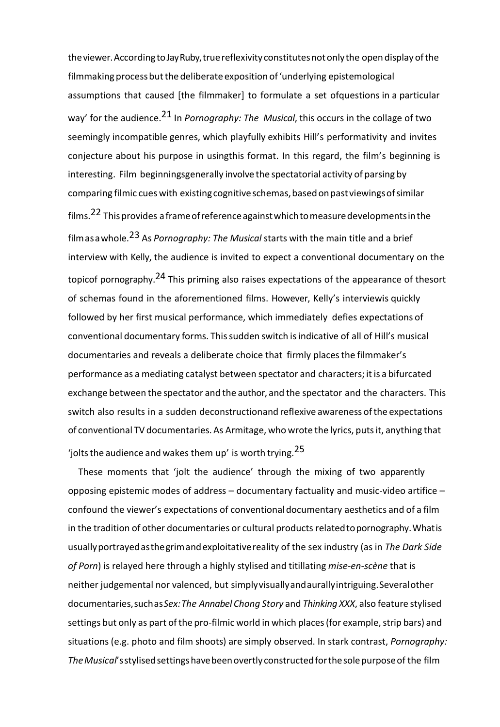the viewer. According to Jay Ruby, true reflexivity constitutes not only the open display of the filmmaking process but the deliberate exposition of 'underlying epistemological assumptions that caused [the filmmaker] to formulate a set of questions in a particular way' for the audience.[21] In *Pornography: The Musical*, this occurs in the collage of two seemingly incompatible genres, which playfully exhibits Hill's performativity and invites conjecture about his purpose in using this format. In this regard, the film's beginning is interesting. Film beginnings generally involve the spectatorial activity of parsing by comparing filmic cues with existing cognitive schemas, based on past viewings of similar films.[22] This provides a frame of reference against which to measure developments in the film as a whole.[23] As *Pornography: The Musical* starts with the main title and a brief interview with Kelly, the audience is invited to expect a conventional documentary on the topic of pornography.[24] This priming also raises expectations of the appearance of the sort of schemas found in the aforementioned films. However, Kelly's interview is quickly followed by her first musical performance, which immediately defies expectations of conventional documentary forms. This sudden switch is indicative of all of Hill's musical documentaries and reveals a deliberate choice that firmly places the filmmaker's performance as a mediating catalyst between spectator and characters; it is a bifurcated exchange between the spectator and the author, and the spectator and the characters. This switch also results in a sudden deconstruction and reflexive awareness of the expectations of conventional TV documentaries. As Armitage, who wrote the lyrics, puts it, anything that 'jolts the audience and wakes them up' is worth trying.[25]

These moments that 'jolt the audience' through the mixing of two apparently opposing epistemic modes of address – documentary factuality and music-video artifice – confound the viewer's expectations of conventional documentary aesthetics and of a film in the tradition of other documentaries or cultural products related to pornography. What is usually portrayed as the grim and exploitative reality of the sex industry (as in *The Dark Side of Porn*) is relayed here through a highly stylised and titillating *mise-en-scène* that is neither judgemental nor valenced, but simply visually and aurally intriguing. Several other documentaries, such as *Sex: The Annabel Chong Story* and *Thinking XXX*, also feature stylised settings but only as part of the pro-filmic world in which places (for example, strip bars) and situations (e.g. photo and film shoots) are simply observed. In stark contrast, *Pornography: The Musical*'s stylised settings have been overtly constructed for the sole purpose of the film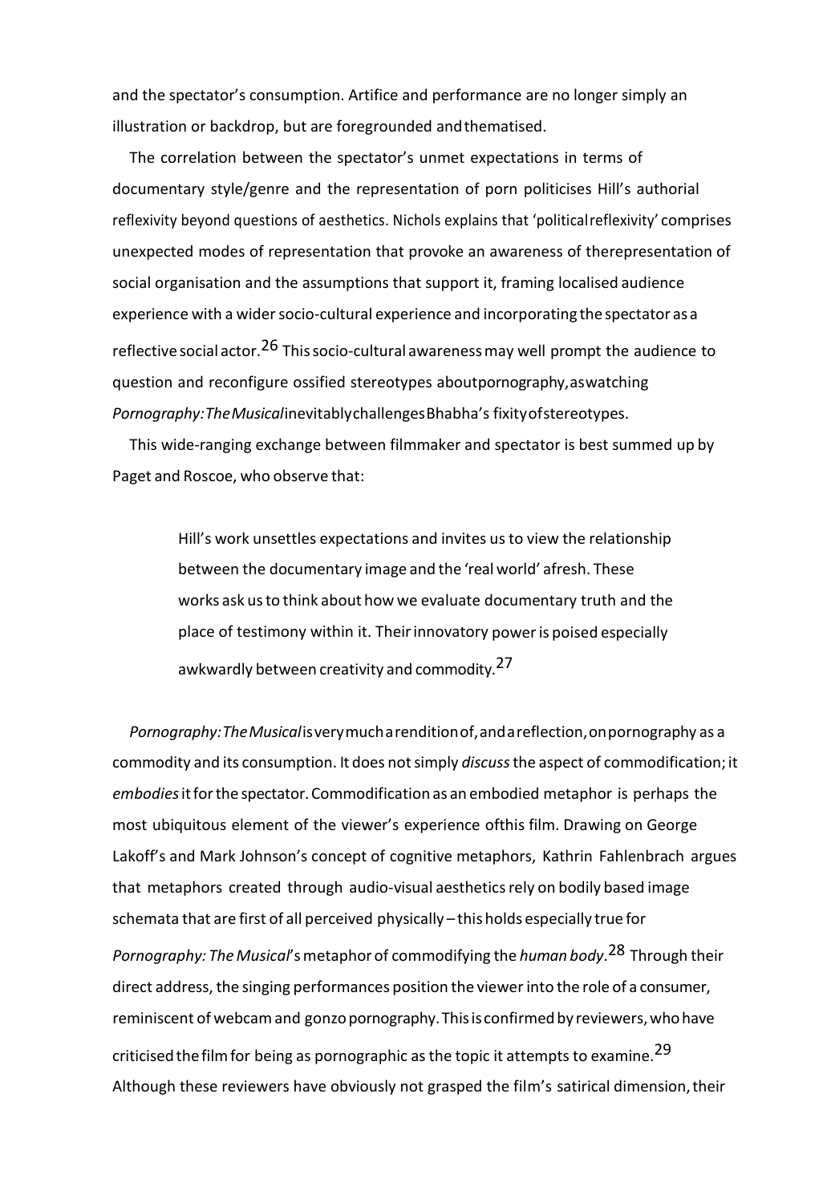and the spectator's consumption. Artifice and performance are no longer simply an illustration or backdrop, but are foregrounded and thematised.

The correlation between the spectator's unmet expectations in terms of documentary style/genre and the representation of porn politicises Hill's authorial reflexivity beyond questions of aesthetics. Nichols explains that 'political reflexivity' comprises unexpected modes of representation that provoke an awareness of the representation of social organisation and the assumptions that support it, framing localised audience experience with a wider socio-cultural experience and incorporating the spectator as a reflective social actor.[26] This socio-cultural awareness may well prompt the audience to question and reconfigure ossified stereotypes about pornography, as watching *Pornography: The Musical* inevitably challenges Bhabha's fixity of stereotypes.

This wide-ranging exchange between filmmaker and spectator is best summed up by Paget and Roscoe, who observe that:

> Hill's work unsettles expectations and invites us to view the relationship between the documentary image and the 'real world' afresh. These works ask us to think about how we evaluate documentary truth and the place of testimony within it. Their innovatory power is poised especially awkwardly between creativity and commodity.[27]

*Pornography: The Musical* is very much a rendition of, and a reflection, on pornography as a commodity and its consumption. It does not simply *discuss* the aspect of commodification; it *embodies* it for the spectator. Commodification as an embodied metaphor is perhaps the most ubiquitous element of the viewer's experience of this film. Drawing on George Lakoff's and Mark Johnson's concept of cognitive metaphors, Kathrin Fahlenbrach argues that metaphors created through audio-visual aesthetics rely on bodily based image schemata that are first of all perceived physically – this holds especially true for *Pornography: The Musical*'s metaphor of commodifying the *human body*.[28] Through their direct address, the singing performances position the viewer into the role of a consumer, reminiscent of webcam and gonzo pornography. This is confirmed by reviewers, who have criticised the film for being as pornographic as the topic it attempts to examine.[29] Although these reviewers have obviously not grasped the film's satirical dimension, their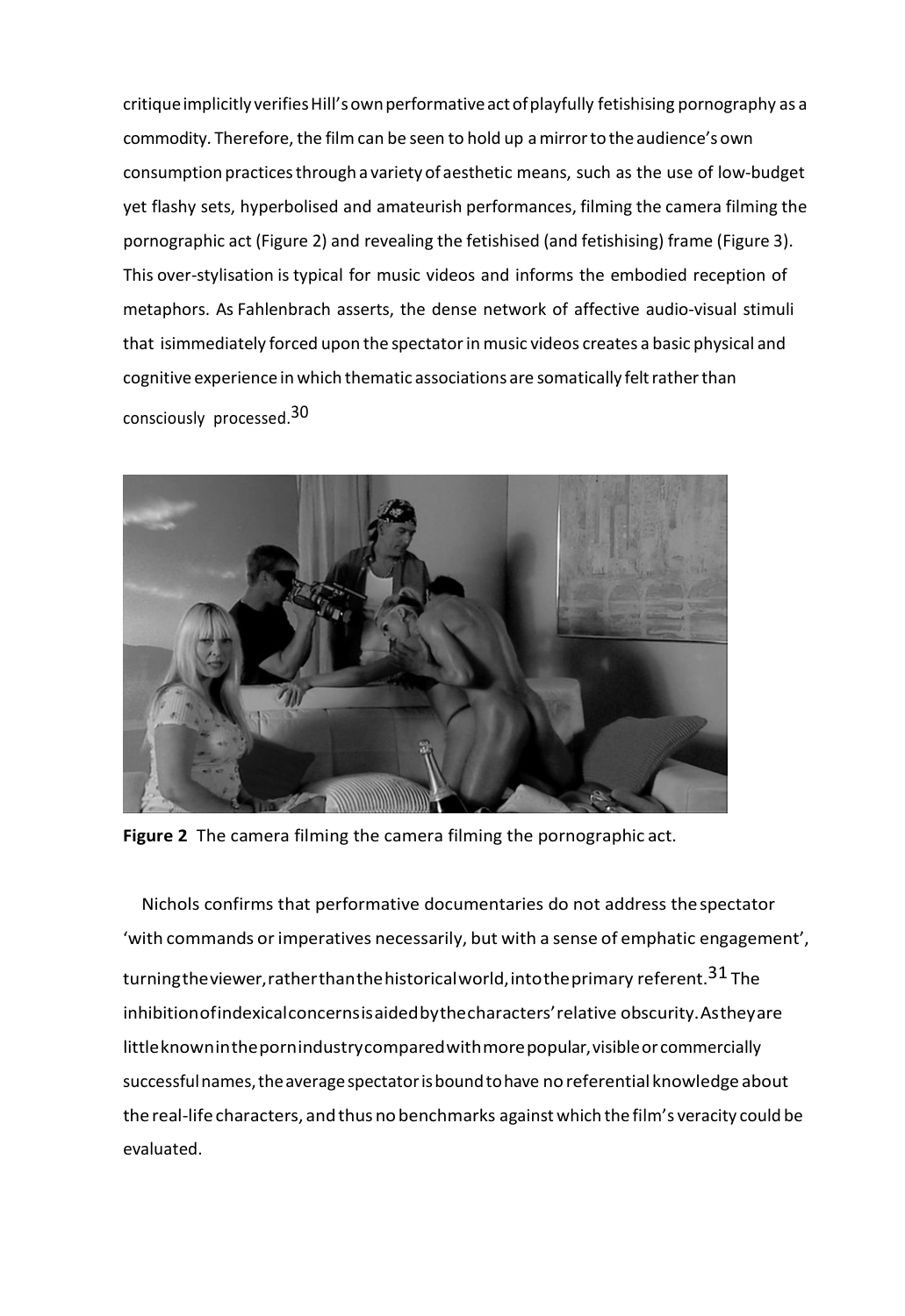critique implicitly verifies Hill's own performative act of playfully fetishising pornography as a commodity. Therefore, the film can be seen to hold up a mirror to the audience's own consumption practices through a variety of aesthetic means, such as the use of low-budget yet flashy sets, hyperbolised and amateurish performances, filming the camera filming the pornographic act (Figure 2) and revealing the fetishised (and fetishising) frame (Figure 3). This over-stylisation is typical for music videos and informs the embodied reception of metaphors. As Fahlenbrach asserts, the dense network of affective audio-visual stimuli that is immediately forced upon the spectator in music videos creates a basic physical and cognitive experience in which thematic associations are somatically felt rather than consciously processed.[30]

**Figure 2** The camera filming the camera filming the pornographic act.

Nichols confirms that performative documentaries do not address the spectator 'with commands or imperatives necessarily, but with a sense of emphatic engagement', turning the viewer, rather than the historical world, into the primary referent.[31] The inhibition of indexical concerns is aided by the characters' relative obscurity. As they are little known in the porn industry compared with more popular, visible or commercially successful names, the average spectator is bound to have no referential knowledge about the real-life characters, and thus no benchmarks against which the film's veracity could be evaluated.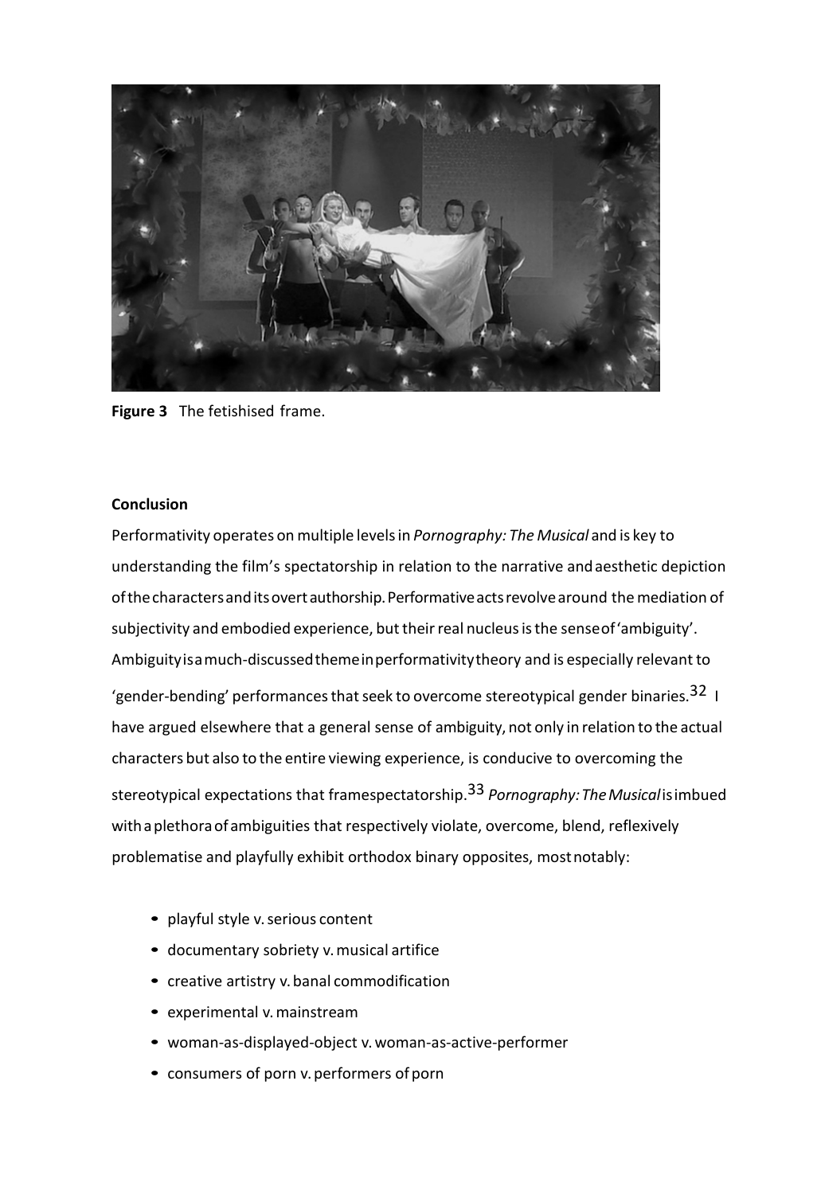**Figure 3** The fetishised frame.

**Conclusion**

Performativity operates on multiple levels in *Pornography: The Musical* and is key to understanding the film's spectatorship in relation to the narrative and aesthetic depiction of the characters and its overt authorship. Performative acts revolve around the mediation of subjectivity and embodied experience, but their real nucleus is the sense of 'ambiguity'. Ambiguity is a much-discussed theme in performativity theory and is especially relevant to 'gender-bending' performances that seek to overcome stereotypical gender binaries.[32] I have argued elsewhere that a general sense of ambiguity, not only in relation to the actual characters but also to the entire viewing experience, is conducive to overcoming the stereotypical expectations that frame spectatorship.[33] *Pornography: The Musical* is imbued with a plethora of ambiguities that respectively violate, overcome, blend, reflexively problematise and playfully exhibit orthodox binary opposites, most notably:

- playful style v. serious content
- documentary sobriety v. musical artifice
- creative artistry v. banal commodification
- experimental v. mainstream
- woman-as-displayed-object v. woman-as-active-performer
- consumers of porn v. performers of porn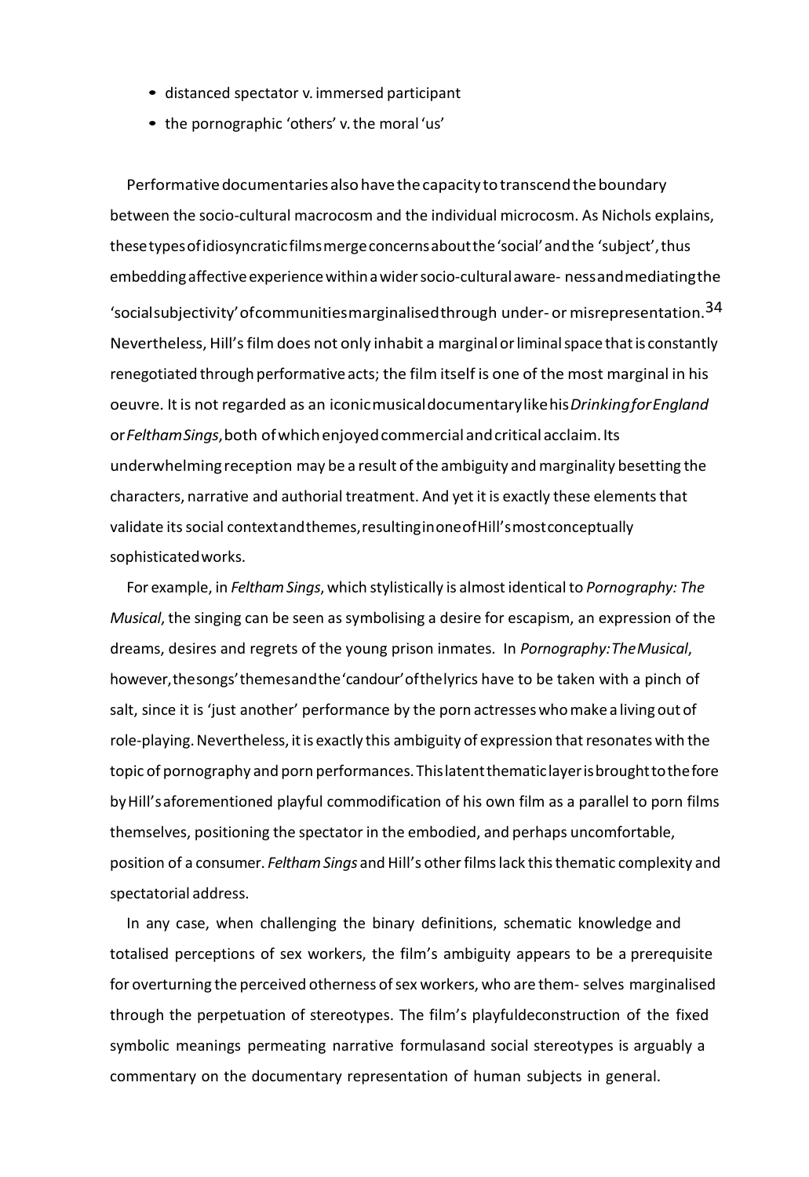- distanced spectator v. immersed participant
- the pornographic 'others' v. the moral 'us'

Performative documentaries also have the capacity to transcend the boundary between the socio-cultural macrocosm and the individual microcosm. As Nichols explains, these types of idiosyncratic films merge concerns about the 'social' and the 'subject', thus embedding affective experience within a wider socio-cultural aware- ness and mediating the 'social subjectivity' of communities marginalised through under- or misrepresentation.[34] Nevertheless, Hill's film does not only inhabit a marginal or liminal space that is constantly renegotiated through performative acts; the film itself is one of the most marginal in his oeuvre. It is not regarded as an iconic musical documentary like his *Drinking for England* or *Feltham Sings*, both of which enjoyed commercial and critical acclaim. Its underwhelming reception may be a result of the ambiguity and marginality besetting the characters, narrative and authorial treatment. And yet it is exactly these elements that validate its social context and themes, resulting in one of Hill's most conceptually sophisticated works.

For example, in *Feltham Sings*, which stylistically is almost identical to *Pornography: The Musical*, the singing can be seen as symbolising a desire for escapism, an expression of the dreams, desires and regrets of the young prison inmates. In *Pornography: The Musical*, however, the songs' themes and the 'candour' of the lyrics have to be taken with a pinch of salt, since it is 'just another' performance by the porn actresses who make a living out of role-playing. Nevertheless, it is exactly this ambiguity of expression that resonates with the topic of pornography and porn performances. This latent thematic layer is brought to the fore by Hill's aforementioned playful commodification of his own film as a parallel to porn films themselves, positioning the spectator in the embodied, and perhaps uncomfortable, position of a consumer. *Feltham Sings* and Hill's other films lack this thematic complexity and spectatorial address.

In any case, when challenging the binary definitions, schematic knowledge and totalised perceptions of sex workers, the film's ambiguity appears to be a prerequisite for overturning the perceived otherness of sex workers, who are them- selves marginalised through the perpetuation of stereotypes. The film's playful deconstruction of the fixed symbolic meanings permeating narrative formulas and social stereotypes is arguably a commentary on the documentary representation of human subjects in general.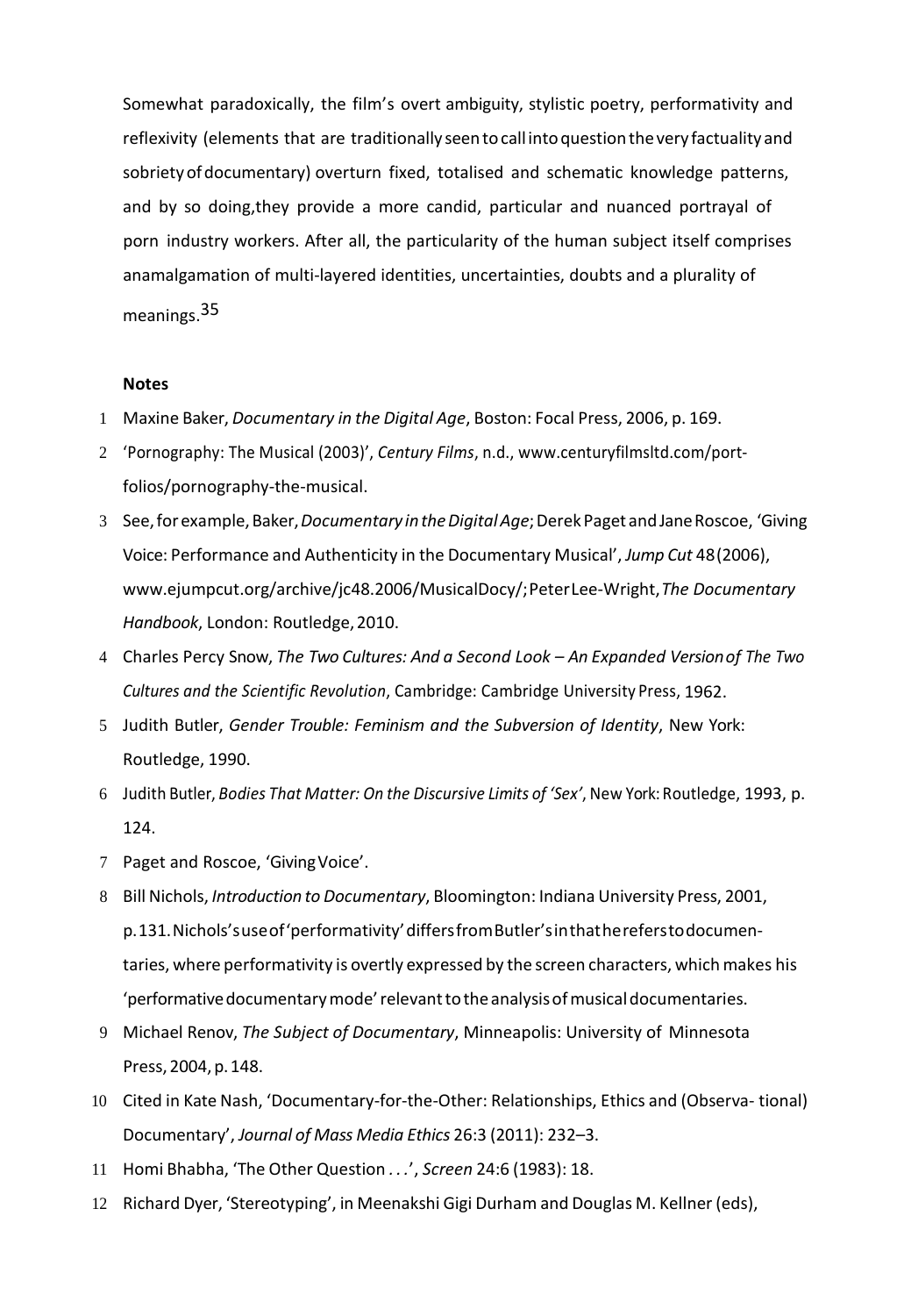Somewhat paradoxically, the film's overt ambiguity, stylistic poetry, performativity and reflexivity (elements that are traditionally seen to call into question the very factuality and sobriety of documentary) overturn fixed, totalised and schematic knowledge patterns, and by so doing, they provide a more candid, particular and nuanced portrayal of porn industry workers. After all, the particularity of the human subject itself comprises an amalgamation of multi-layered identities, uncertainties, doubts and a plurality of meanings.[35]

**Notes**

1. Maxine Baker, *Documentary in the Digital Age*, Boston: Focal Press, 2006, p. 169.
2. 'Pornography: The Musical (2003)', *Century Films*, n.d., www.centuryfilmsltd.com/portfolios/pornography-the-musical.
3. See, for example, Baker, *Documentary in the Digital Age*; Derek Paget and Jane Roscoe, 'Giving Voice: Performance and Authenticity in the Documentary Musical', *Jump Cut* 48 (2006), www.ejumpcut.org/archive/jc48.2006/MusicalDocy/; Peter Lee-Wright, *The Documentary Handbook*, London: Routledge, 2010.
4. Charles Percy Snow, *The Two Cultures: And a Second Look – An Expanded Version of The Two Cultures and the Scientific Revolution*, Cambridge: Cambridge University Press, 1962.
5. Judith Butler, *Gender Trouble: Feminism and the Subversion of Identity*, New York: Routledge, 1990.
6. Judith Butler, *Bodies That Matter: On the Discursive Limits of 'Sex'*, New York: Routledge, 1993, p. 124.
7. Paget and Roscoe, 'Giving Voice'.
8. Bill Nichols, *Introduction to Documentary*, Bloomington: Indiana University Press, 2001, p. 131. Nichols's use of 'performativity' differs from Butler's in that he refers to documentaries, where performativity is overtly expressed by the screen characters, which makes his 'performative documentary mode' relevant to the analysis of musical documentaries.
9. Michael Renov, *The Subject of Documentary*, Minneapolis: University of Minnesota Press, 2004, p. 148.
10. Cited in Kate Nash, 'Documentary-for-the-Other: Relationships, Ethics and (Observational) Documentary', *Journal of Mass Media Ethics* 26:3 (2011): 232–3.
11. Homi Bhabha, 'The Other Question . . .', *Screen* 24:6 (1983): 18.
12. Richard Dyer, 'Stereotyping', in Meenakshi Gigi Durham and Douglas M. Kellner (eds),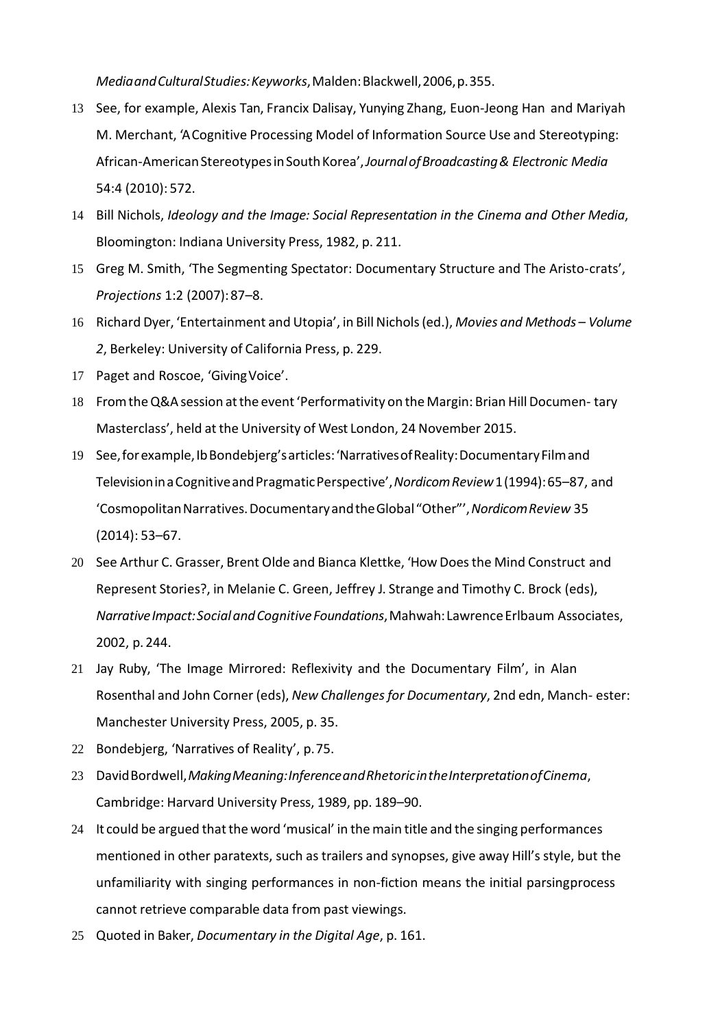*Media and Cultural Studies: Keyworks*, Malden: Blackwell, 2006, p. 355.

13 See, for example, Alexis Tan, Francix Dalisay, Yunying Zhang, Euon-Jeong Han and Mariyah M. Merchant, 'A Cognitive Processing Model of Information Source Use and Stereotyping: African-American Stereotypes in South Korea', *Journal of Broadcasting & Electronic Media* 54:4 (2010): 572.

14 Bill Nichols, *Ideology and the Image: Social Representation in the Cinema and Other Media*, Bloomington: Indiana University Press, 1982, p. 211.

15 Greg M. Smith, 'The Segmenting Spectator: Documentary Structure and The Aristo-crats', *Projections* 1:2 (2007): 87–8.

16 Richard Dyer, 'Entertainment and Utopia', in Bill Nichols (ed.), *Movies and Methods – Volume 2*, Berkeley: University of California Press, p. 229.

17 Paget and Roscoe, 'Giving Voice'.

18 From the Q&A session at the event 'Performativity on the Margin: Brian Hill Documen- tary Masterclass', held at the University of West London, 24 November 2015.

19 See, for example, Ib Bondebjerg's articles: 'Narratives of Reality: Documentary Film and Television in a Cognitive and Pragmatic Perspective', *Nordicom Review* 1 (1994): 65–87, and 'Cosmopolitan Narratives. Documentary and the Global "Other"', *Nordicom Review* 35 (2014): 53–67.

20 See Arthur C. Grasser, Brent Olde and Bianca Klettke, 'How Does the Mind Construct and Represent Stories?, in Melanie C. Green, Jeffrey J. Strange and Timothy C. Brock (eds), *Narrative Impact: Social and Cognitive Foundations*, Mahwah: Lawrence Erlbaum Associates, 2002, p. 244.

21 Jay Ruby, 'The Image Mirrored: Reflexivity and the Documentary Film', in Alan Rosenthal and John Corner (eds), *New Challenges for Documentary*, 2nd edn, Manch- ester: Manchester University Press, 2005, p. 35.

22 Bondebjerg, 'Narratives of Reality', p. 75.

23 David Bordwell, *Making Meaning: Inference and Rhetoric in the Interpretation of Cinema*, Cambridge: Harvard University Press, 1989, pp. 189–90.

24 It could be argued that the word 'musical' in the main title and the singing performances mentioned in other paratexts, such as trailers and synopses, give away Hill's style, but the unfamiliarity with singing performances in non-fiction means the initial parsingprocess cannot retrieve comparable data from past viewings.

25 Quoted in Baker, *Documentary in the Digital Age*, p. 161.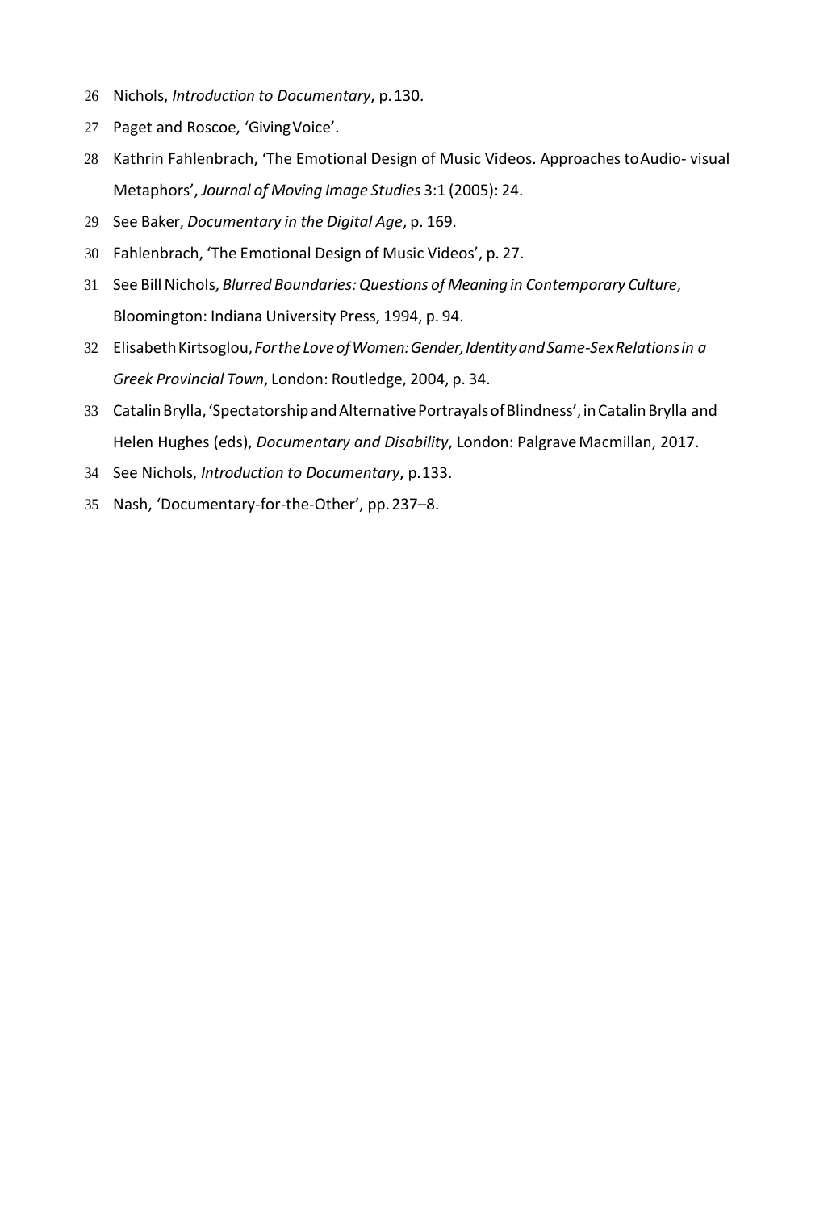26 Nichols, *Introduction to Documentary*, p. 130.

27 Paget and Roscoe, 'Giving Voice'.

28 Kathrin Fahlenbrach, 'The Emotional Design of Music Videos. Approaches to Audio- visual Metaphors', *Journal of Moving Image Studies* 3:1 (2005): 24.

29 See Baker, *Documentary in the Digital Age*, p. 169.

30 Fahlenbrach, 'The Emotional Design of Music Videos', p. 27.

31 See Bill Nichols, *Blurred Boundaries: Questions of Meaning in Contemporary Culture*, Bloomington: Indiana University Press, 1994, p. 94.

32 Elisabeth Kirtsoglou, *For the Love of Women: Gender, Identity and Same-Sex Relations in a Greek Provincial Town*, London: Routledge, 2004, p. 34.

33 Catalin Brylla, 'Spectatorship and Alternative Portrayals of Blindness', in Catalin Brylla and Helen Hughes (eds), *Documentary and Disability*, London: Palgrave Macmillan, 2017.

34 See Nichols, *Introduction to Documentary*, p. 133.

35 Nash, 'Documentary-for-the-Other', pp. 237–8.